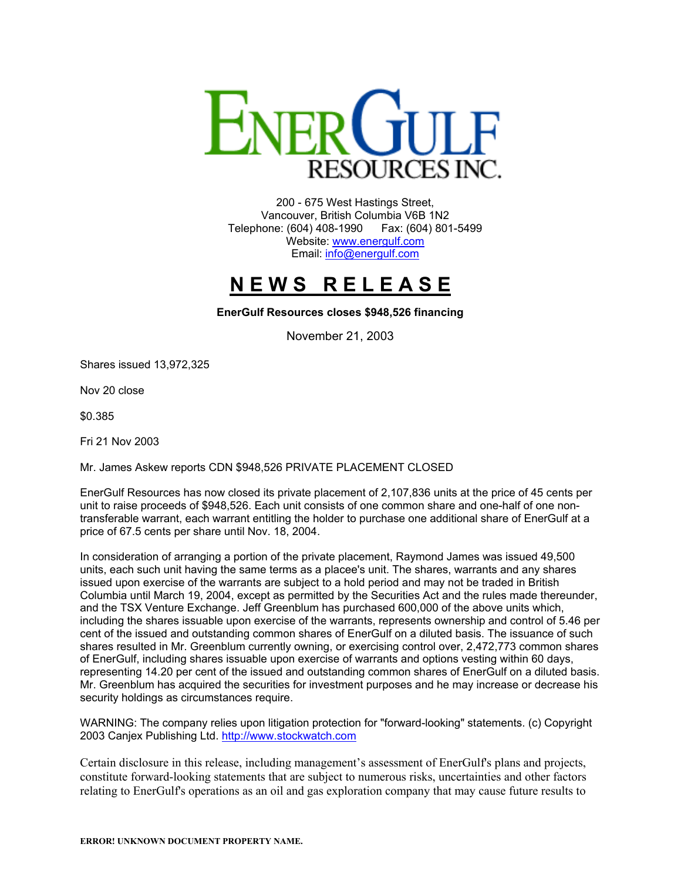# ENERGULF RESOURCES INC.

200 - 675 West Hastings Street,
Vancouver, British Columbia V6B 1N2
Telephone: (604) 408-1990 Fax: (604) 801-5499
Website: www.energulf.com
Email: info@energulf.com

## NEWS RELEASE

**EnerGulf Resources closes $948,526 financing**

November 21, 2003

Shares issued 13,972,325

Nov 20 close

$0.385

Fri 21 Nov 2003

Mr. James Askew reports CDN $948,526 PRIVATE PLACEMENT CLOSED

EnerGulf Resources has now closed its private placement of 2,107,836 units at the price of 45 cents per unit to raise proceeds of $948,526. Each unit consists of one common share and one-half of one non-transferable warrant, each warrant entitling the holder to purchase one additional share of EnerGulf at a price of 67.5 cents per share until Nov. 18, 2004.

In consideration of arranging a portion of the private placement, Raymond James was issued 49,500 units, each such unit having the same terms as a placee's unit. The shares, warrants and any shares issued upon exercise of the warrants are subject to a hold period and may not be traded in British Columbia until March 19, 2004, except as permitted by the Securities Act and the rules made thereunder, and the TSX Venture Exchange. Jeff Greenblum has purchased 600,000 of the above units which, including the shares issuable upon exercise of the warrants, represents ownership and control of 5.46 per cent of the issued and outstanding common shares of EnerGulf on a diluted basis. The issuance of such shares resulted in Mr. Greenblum currently owning, or exercising control over, 2,472,773 common shares of EnerGulf, including shares issuable upon exercise of warrants and options vesting within 60 days, representing 14.20 per cent of the issued and outstanding common shares of EnerGulf on a diluted basis. Mr. Greenblum has acquired the securities for investment purposes and he may increase or decrease his security holdings as circumstances require.

WARNING: The company relies upon litigation protection for "forward-looking" statements. (c) Copyright 2003 Canjex Publishing Ltd. http://www.stockwatch.com

Certain disclosure in this release, including management's assessment of EnerGulf's plans and projects, constitute forward-looking statements that are subject to numerous risks, uncertainties and other factors relating to EnerGulf's operations as an oil and gas exploration company that may cause future results to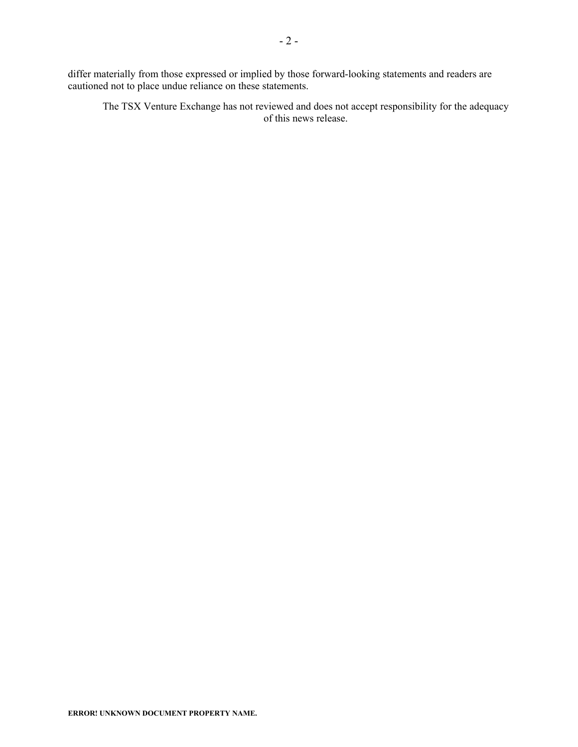differ materially from those expressed or implied by those forward-looking statements and readers are cautioned not to place undue reliance on these statements.

The TSX Venture Exchange has not reviewed and does not accept responsibility for the adequacy of this news release.